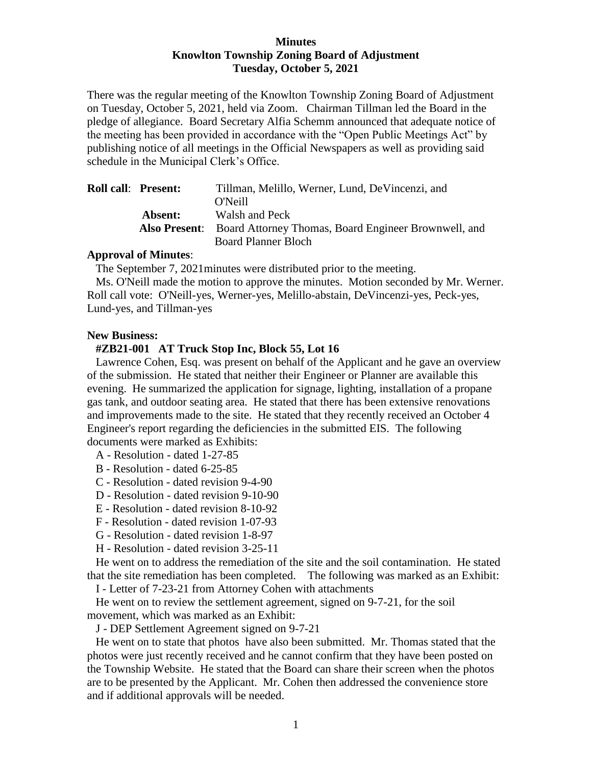**Minutes**
**Knowlton Township Zoning Board of Adjustment**
**Tuesday, October 5, 2021**

There was the regular meeting of the Knowlton Township Zoning Board of Adjustment on Tuesday, October 5, 2021, held via Zoom. Chairman Tillman led the Board in the pledge of allegiance. Board Secretary Alfia Schemm announced that adequate notice of the meeting has been provided in accordance with the "Open Public Meetings Act" by publishing notice of all meetings in the Official Newspapers as well as providing said schedule in the Municipal Clerk's Office.

| **Roll call**: | **Present:** | Tillman, Melillo, Werner, Lund, DeVincenzi, and O'Neill |
|---|---|---|
| | **Absent:** | Walsh and Peck |
| | **Also Present**: | Board Attorney Thomas, Board Engineer Brownwell, and Board Planner Bloch |

**Approval of Minutes**:

The September 7, 2021minutes were distributed prior to the meeting.

Ms. O'Neill made the motion to approve the minutes. Motion seconded by Mr. Werner. Roll call vote: O'Neill-yes, Werner-yes, Melillo-abstain, DeVincenzi-yes, Peck-yes, Lund-yes, and Tillman-yes

**New Business:**

**#ZB21-001 AT Truck Stop Inc, Block 55, Lot 16**

Lawrence Cohen, Esq. was present on behalf of the Applicant and he gave an overview of the submission. He stated that neither their Engineer or Planner are available this evening. He summarized the application for signage, lighting, installation of a propane gas tank, and outdoor seating area. He stated that there has been extensive renovations and improvements made to the site. He stated that they recently received an October 4 Engineer's report regarding the deficiencies in the submitted EIS. The following documents were marked as Exhibits:

A - Resolution - dated 1-27-85

B - Resolution - dated 6-25-85

C - Resolution - dated revision 9-4-90

D - Resolution - dated revision 9-10-90

E - Resolution - dated revision 8-10-92

F - Resolution - dated revision 1-07-93

G - Resolution - dated revision 1-8-97

H - Resolution - dated revision 3-25-11

He went on to address the remediation of the site and the soil contamination. He stated that the site remediation has been completed. The following was marked as an Exhibit:

I - Letter of 7-23-21 from Attorney Cohen with attachments

He went on to review the settlement agreement, signed on 9-7-21, for the soil movement, which was marked as an Exhibit:

J - DEP Settlement Agreement signed on 9-7-21

He went on to state that photos have also been submitted. Mr. Thomas stated that the photos were just recently received and he cannot confirm that they have been posted on the Township Website. He stated that the Board can share their screen when the photos are to be presented by the Applicant. Mr. Cohen then addressed the convenience store and if additional approvals will be needed.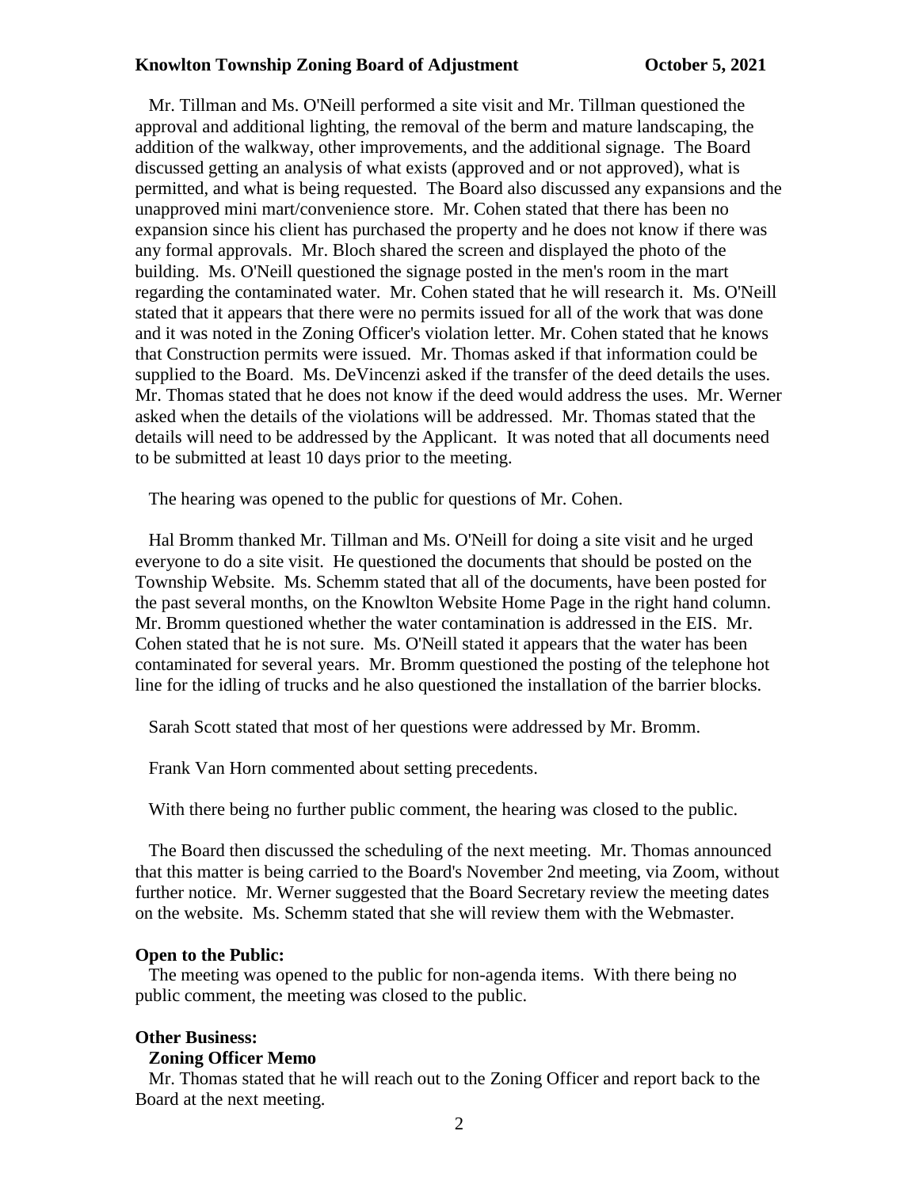Mr. Tillman and Ms. O'Neill performed a site visit and Mr. Tillman questioned the approval and additional lighting, the removal of the berm and mature landscaping, the addition of the walkway, other improvements, and the additional signage. The Board discussed getting an analysis of what exists (approved and or not approved), what is permitted, and what is being requested. The Board also discussed any expansions and the unapproved mini mart/convenience store. Mr. Cohen stated that there has been no expansion since his client has purchased the property and he does not know if there was any formal approvals. Mr. Bloch shared the screen and displayed the photo of the building. Ms. O'Neill questioned the signage posted in the men's room in the mart regarding the contaminated water. Mr. Cohen stated that he will research it. Ms. O'Neill stated that it appears that there were no permits issued for all of the work that was done and it was noted in the Zoning Officer's violation letter. Mr. Cohen stated that he knows that Construction permits were issued. Mr. Thomas asked if that information could be supplied to the Board. Ms. DeVincenzi asked if the transfer of the deed details the uses. Mr. Thomas stated that he does not know if the deed would address the uses. Mr. Werner asked when the details of the violations will be addressed. Mr. Thomas stated that the details will need to be addressed by the Applicant. It was noted that all documents need to be submitted at least 10 days prior to the meeting.

The hearing was opened to the public for questions of Mr. Cohen.

Hal Bromm thanked Mr. Tillman and Ms. O'Neill for doing a site visit and he urged everyone to do a site visit. He questioned the documents that should be posted on the Township Website. Ms. Schemm stated that all of the documents, have been posted for the past several months, on the Knowlton Website Home Page in the right hand column. Mr. Bromm questioned whether the water contamination is addressed in the EIS. Mr. Cohen stated that he is not sure. Ms. O'Neill stated it appears that the water has been contaminated for several years. Mr. Bromm questioned the posting of the telephone hot line for the idling of trucks and he also questioned the installation of the barrier blocks.

Sarah Scott stated that most of her questions were addressed by Mr. Bromm.

Frank Van Horn commented about setting precedents.

With there being no further public comment, the hearing was closed to the public.

The Board then discussed the scheduling of the next meeting. Mr. Thomas announced that this matter is being carried to the Board's November 2nd meeting, via Zoom, without further notice. Mr. Werner suggested that the Board Secretary review the meeting dates on the website. Ms. Schemm stated that she will review them with the Webmaster.

**Open to the Public:**

The meeting was opened to the public for non-agenda items. With there being no public comment, the meeting was closed to the public.

**Other Business:**

**Zoning Officer Memo**

Mr. Thomas stated that he will reach out to the Zoning Officer and report back to the Board at the next meeting.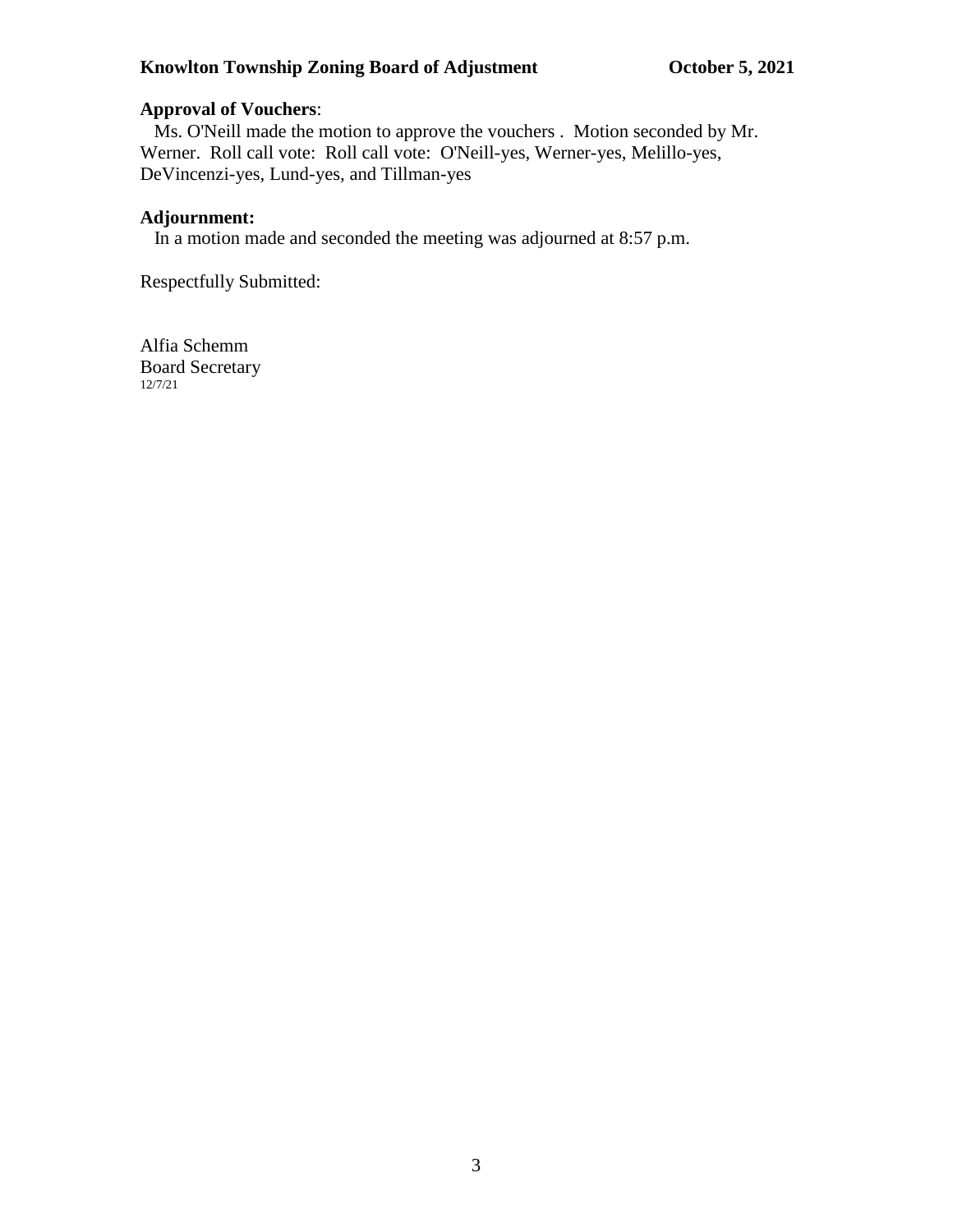**Approval of Vouchers**:

Ms. O'Neill made the motion to approve the vouchers . Motion seconded by Mr. Werner. Roll call vote: Roll call vote: O'Neill-yes, Werner-yes, Melillo-yes, DeVincenzi-yes, Lund-yes, and Tillman-yes

**Adjournment:**

In a motion made and seconded the meeting was adjourned at 8:57 p.m.

Respectfully Submitted:

Alfia Schemm
Board Secretary
12/7/21